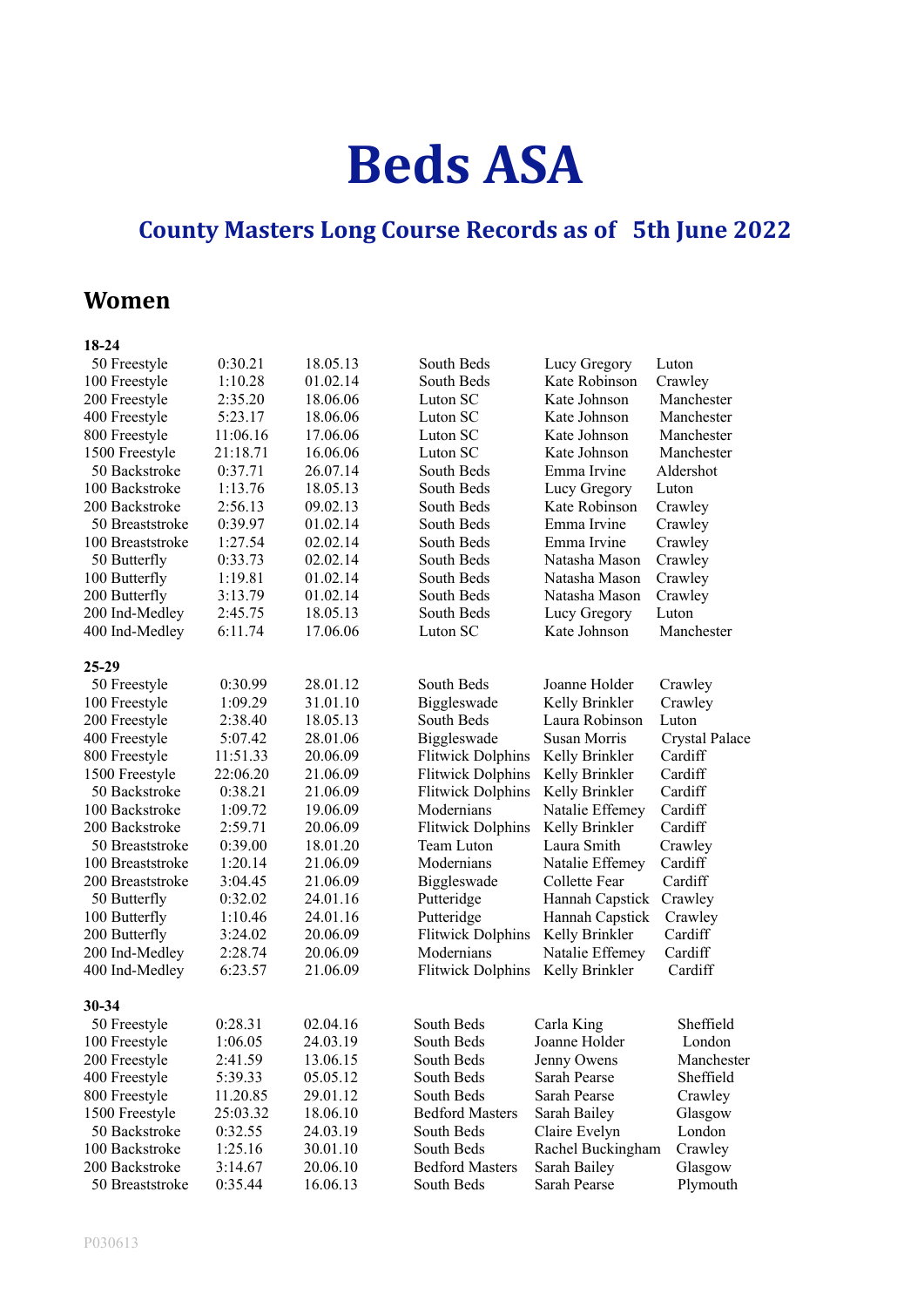# Beds ASA

## County Masters Long Course Records as of 5th June 2022

## Women

### 18-24

| Event | Time | Date | Club | Name | Venue |
|---|---|---|---|---|---|
| 50 Freestyle | 0:30.21 | 18.05.13 | South Beds | Lucy Gregory | Luton |
| 100 Freestyle | 1:10.28 | 01.02.14 | South Beds | Kate Robinson | Crawley |
| 200 Freestyle | 2:35.20 | 18.06.06 | Luton SC | Kate Johnson | Manchester |
| 400 Freestyle | 5:23.17 | 18.06.06 | Luton SC | Kate Johnson | Manchester |
| 800 Freestyle | 11:06.16 | 17.06.06 | Luton SC | Kate Johnson | Manchester |
| 1500 Freestyle | 21:18.71 | 16.06.06 | Luton SC | Kate Johnson | Manchester |
| 50 Backstroke | 0:37.71 | 26.07.14 | South Beds | Emma Irvine | Aldershot |
| 100 Backstroke | 1:13.76 | 18.05.13 | South Beds | Lucy Gregory | Luton |
| 200 Backstroke | 2:56.13 | 09.02.13 | South Beds | Kate Robinson | Crawley |
| 50 Breaststroke | 0:39.97 | 01.02.14 | South Beds | Emma Irvine | Crawley |
| 100 Breaststroke | 1:27.54 | 02.02.14 | South Beds | Emma Irvine | Crawley |
| 50 Butterfly | 0:33.73 | 02.02.14 | South Beds | Natasha Mason | Crawley |
| 100 Butterfly | 1:19.81 | 01.02.14 | South Beds | Natasha Mason | Crawley |
| 200 Butterfly | 3:13.79 | 01.02.14 | South Beds | Natasha Mason | Crawley |
| 200 Ind-Medley | 2:45.75 | 18.05.13 | South Beds | Lucy Gregory | Luton |
| 400 Ind-Medley | 6:11.74 | 17.06.06 | Luton SC | Kate Johnson | Manchester |

### 25-29

| Event | Time | Date | Club | Name | Venue |
|---|---|---|---|---|---|
| 50 Freestyle | 0:30.99 | 28.01.12 | South Beds | Joanne Holder | Crawley |
| 100 Freestyle | 1:09.29 | 31.01.10 | Biggleswade | Kelly Brinkler | Crawley |
| 200 Freestyle | 2:38.40 | 18.05.13 | South Beds | Laura Robinson | Luton |
| 400 Freestyle | 5:07.42 | 28.01.06 | Biggleswade | Susan Morris | Crystal Palace |
| 800 Freestyle | 11:51.33 | 20.06.09 | Flitwick Dolphins | Kelly Brinkler | Cardiff |
| 1500 Freestyle | 22:06.20 | 21.06.09 | Flitwick Dolphins | Kelly Brinkler | Cardiff |
| 50 Backstroke | 0:38.21 | 21.06.09 | Flitwick Dolphins | Kelly Brinkler | Cardiff |
| 100 Backstroke | 1:09.72 | 19.06.09 | Modernians | Natalie Effemey | Cardiff |
| 200 Backstroke | 2:59.71 | 20.06.09 | Flitwick Dolphins | Kelly Brinkler | Cardiff |
| 50 Breaststroke | 0:39.00 | 18.01.20 | Team Luton | Laura Smith | Crawley |
| 100 Breaststroke | 1:20.14 | 21.06.09 | Modernians | Natalie Effemey | Cardiff |
| 200 Breaststroke | 3:04.45 | 21.06.09 | Biggleswade | Collette Fear | Cardiff |
| 50 Butterfly | 0:32.02 | 24.01.16 | Putteridge | Hannah Capstick | Crawley |
| 100 Butterfly | 1:10.46 | 24.01.16 | Putteridge | Hannah Capstick | Crawley |
| 200 Butterfly | 3:24.02 | 20.06.09 | Flitwick Dolphins | Kelly Brinkler | Cardiff |
| 200 Ind-Medley | 2:28.74 | 20.06.09 | Modernians | Natalie Effemey | Cardiff |
| 400 Ind-Medley | 6:23.57 | 21.06.09 | Flitwick Dolphins | Kelly Brinkler | Cardiff |

### 30-34

| Event | Time | Date | Club | Name | Venue |
|---|---|---|---|---|---|
| 50 Freestyle | 0:28.31 | 02.04.16 | South Beds | Carla King | Sheffield |
| 100 Freestyle | 1:06.05 | 24.03.19 | South Beds | Joanne Holder | London |
| 200 Freestyle | 2:41.59 | 13.06.15 | South Beds | Jenny Owens | Manchester |
| 400 Freestyle | 5:39.33 | 05.05.12 | South Beds | Sarah Pearse | Sheffield |
| 800 Freestyle | 11.20.85 | 29.01.12 | South Beds | Sarah Pearse | Crawley |
| 1500 Freestyle | 25:03.32 | 18.06.10 | Bedford Masters | Sarah Bailey | Glasgow |
| 50 Backstroke | 0:32.55 | 24.03.19 | South Beds | Claire Evelyn | London |
| 100 Backstroke | 1:25.16 | 30.01.10 | South Beds | Rachel Buckingham | Crawley |
| 200 Backstroke | 3:14.67 | 20.06.10 | Bedford Masters | Sarah Bailey | Glasgow |
| 50 Breaststroke | 0:35.44 | 16.06.13 | South Beds | Sarah Pearse | Plymouth |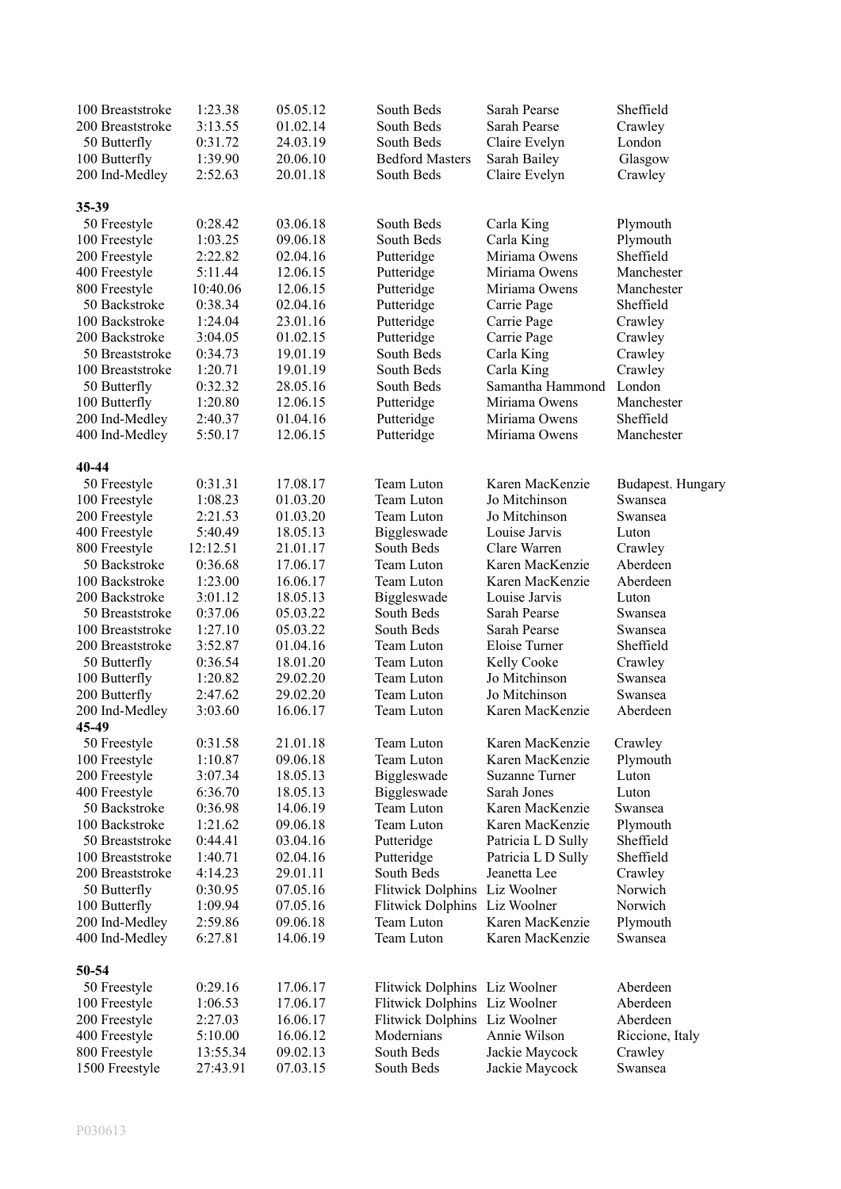| | | | | | |
|---|---|---|---|---|---|
| 100 Breaststroke | 1:23.38 | 05.05.12 | South Beds | Sarah Pearse | Sheffield |
| 200 Breaststroke | 3:13.55 | 01.02.14 | South Beds | Sarah Pearse | Crawley |
| 50 Butterfly | 0:31.72 | 24.03.19 | South Beds | Claire Evelyn | London |
| 100 Butterfly | 1:39.90 | 20.06.10 | Bedford Masters | Sarah Bailey | Glasgow |
| 200 Ind-Medley | 2:52.63 | 20.01.18 | South Beds | Claire Evelyn | Crawley |

**35-39**

| | | | | | |
|---|---|---|---|---|---|
| 50 Freestyle | 0:28.42 | 03.06.18 | South Beds | Carla King | Plymouth |
| 100 Freestyle | 1:03.25 | 09.06.18 | South Beds | Carla King | Plymouth |
| 200 Freestyle | 2:22.82 | 02.04.16 | Putteridge | Miriama Owens | Sheffield |
| 400 Freestyle | 5:11.44 | 12.06.15 | Putteridge | Miriama Owens | Manchester |
| 800 Freestyle | 10:40.06 | 12.06.15 | Putteridge | Miriama Owens | Manchester |
| 50 Backstroke | 0:38.34 | 02.04.16 | Putteridge | Carrie Page | Sheffield |
| 100 Backstroke | 1:24.04 | 23.01.16 | Putteridge | Carrie Page | Crawley |
| 200 Backstroke | 3:04.05 | 01.02.15 | Putteridge | Carrie Page | Crawley |
| 50 Breaststroke | 0:34.73 | 19.01.19 | South Beds | Carla King | Crawley |
| 100 Breaststroke | 1:20.71 | 19.01.19 | South Beds | Carla King | Crawley |
| 50 Butterfly | 0:32.32 | 28.05.16 | South Beds | Samantha Hammond | London |
| 100 Butterfly | 1:20.80 | 12.06.15 | Putteridge | Miriama Owens | Manchester |
| 200 Ind-Medley | 2:40.37 | 01.04.16 | Putteridge | Miriama Owens | Sheffield |
| 400 Ind-Medley | 5:50.17 | 12.06.15 | Putteridge | Miriama Owens | Manchester |

**40-44**

| | | | | | |
|---|---|---|---|---|---|
| 50 Freestyle | 0:31.31 | 17.08.17 | Team Luton | Karen MacKenzie | Budapest. Hungary |
| 100 Freestyle | 1:08.23 | 01.03.20 | Team Luton | Jo Mitchinson | Swansea |
| 200 Freestyle | 2:21.53 | 01.03.20 | Team Luton | Jo Mitchinson | Swansea |
| 400 Freestyle | 5:40.49 | 18.05.13 | Biggleswade | Louise Jarvis | Luton |
| 800 Freestyle | 12:12.51 | 21.01.17 | South Beds | Clare Warren | Crawley |
| 50 Backstroke | 0:36.68 | 17.06.17 | Team Luton | Karen MacKenzie | Aberdeen |
| 100 Backstroke | 1:23.00 | 16.06.17 | Team Luton | Karen MacKenzie | Aberdeen |
| 200 Backstroke | 3:01.12 | 18.05.13 | Biggleswade | Louise Jarvis | Luton |
| 50 Breaststroke | 0:37.06 | 05.03.22 | South Beds | Sarah Pearse | Swansea |
| 100 Breaststroke | 1:27.10 | 05.03.22 | South Beds | Sarah Pearse | Swansea |
| 200 Breaststroke | 3:52.87 | 01.04.16 | Team Luton | Eloise Turner | Sheffield |
| 50 Butterfly | 0:36.54 | 18.01.20 | Team Luton | Kelly Cooke | Crawley |
| 100 Butterfly | 1:20.82 | 29.02.20 | Team Luton | Jo Mitchinson | Swansea |
| 200 Butterfly | 2:47.62 | 29.02.20 | Team Luton | Jo Mitchinson | Swansea |
| 200 Ind-Medley | 3:03.60 | 16.06.17 | Team Luton | Karen MacKenzie | Aberdeen |

**45-49**

| | | | | | |
|---|---|---|---|---|---|
| 50 Freestyle | 0:31.58 | 21.01.18 | Team Luton | Karen MacKenzie | Crawley |
| 100 Freestyle | 1:10.87 | 09.06.18 | Team Luton | Karen MacKenzie | Plymouth |
| 200 Freestyle | 3:07.34 | 18.05.13 | Biggleswade | Suzanne Turner | Luton |
| 400 Freestyle | 6:36.70 | 18.05.13 | Biggleswade | Sarah Jones | Luton |
| 50 Backstroke | 0:36.98 | 14.06.19 | Team Luton | Karen MacKenzie | Swansea |
| 100 Backstroke | 1:21.62 | 09.06.18 | Team Luton | Karen MacKenzie | Plymouth |
| 50 Breaststroke | 0:44.41 | 03.04.16 | Putteridge | Patricia L D Sully | Sheffield |
| 100 Breaststroke | 1:40.71 | 02.04.16 | Putteridge | Patricia L D Sully | Sheffield |
| 200 Breaststroke | 4:14.23 | 29.01.11 | South Beds | Jeanetta Lee | Crawley |
| 50 Butterfly | 0:30.95 | 07.05.16 | Flitwick Dolphins | Liz Woolner | Norwich |
| 100 Butterfly | 1:09.94 | 07.05.16 | Flitwick Dolphins | Liz Woolner | Norwich |
| 200 Ind-Medley | 2:59.86 | 09.06.18 | Team Luton | Karen MacKenzie | Plymouth |
| 400 Ind-Medley | 6:27.81 | 14.06.19 | Team Luton | Karen MacKenzie | Swansea |

**50-54**

| | | | | | |
|---|---|---|---|---|---|
| 50 Freestyle | 0:29.16 | 17.06.17 | Flitwick Dolphins | Liz Woolner | Aberdeen |
| 100 Freestyle | 1:06.53 | 17.06.17 | Flitwick Dolphins | Liz Woolner | Aberdeen |
| 200 Freestyle | 2:27.03 | 16.06.17 | Flitwick Dolphins | Liz Woolner | Aberdeen |
| 400 Freestyle | 5:10.00 | 16.06.12 | Modernians | Annie Wilson | Riccione, Italy |
| 800 Freestyle | 13:55.34 | 09.02.13 | South Beds | Jackie Maycock | Crawley |
| 1500 Freestyle | 27:43.91 | 07.03.15 | South Beds | Jackie Maycock | Swansea |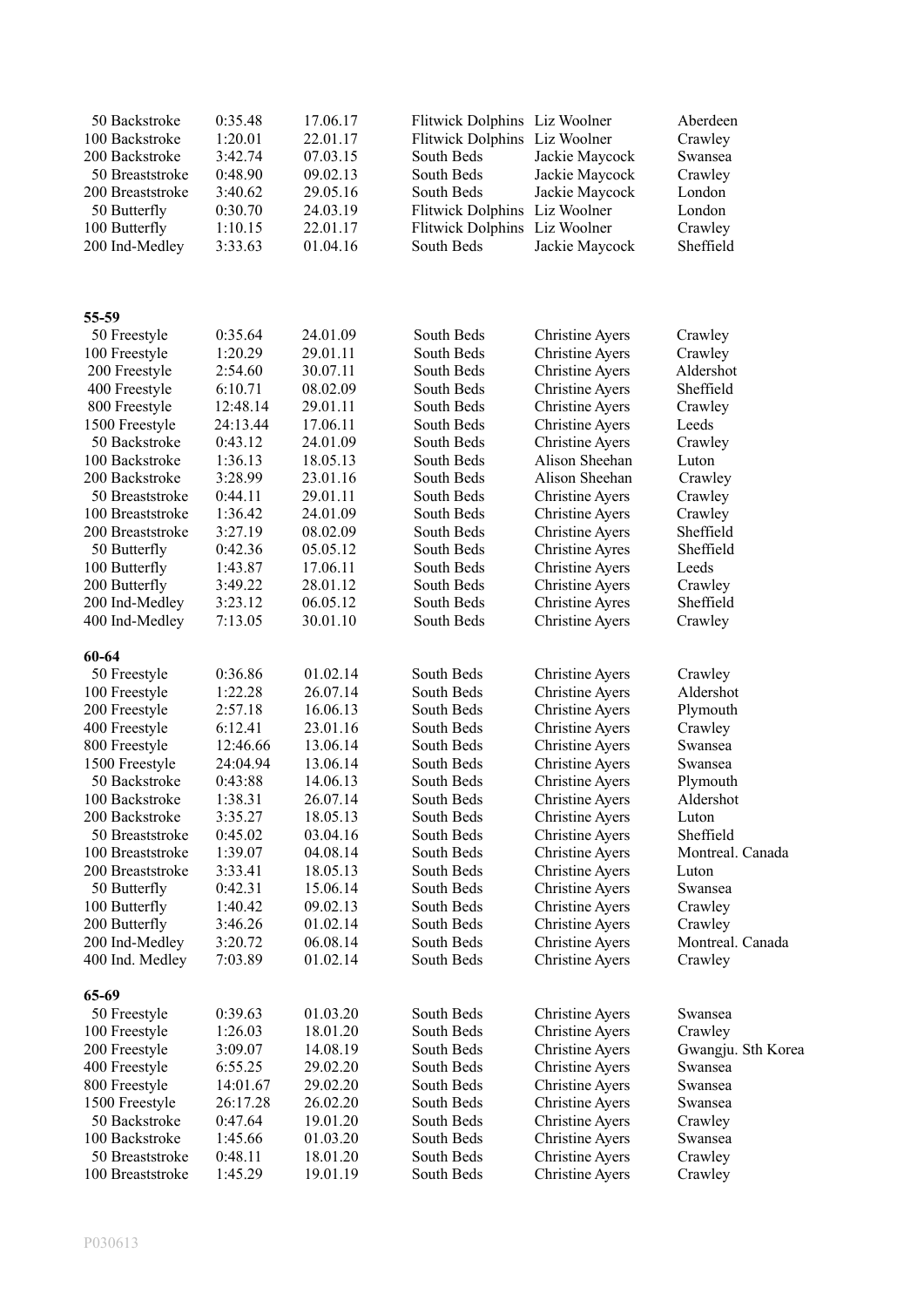| | | | | | |
|---|---|---|---|---|---|
| 50 Backstroke | 0:35.48 | 17.06.17 | Flitwick Dolphins | Liz Woolner | Aberdeen |
| 100 Backstroke | 1:20.01 | 22.01.17 | Flitwick Dolphins | Liz Woolner | Crawley |
| 200 Backstroke | 3:42.74 | 07.03.15 | South Beds | Jackie Maycock | Swansea |
| 50 Breaststroke | 0:48.90 | 09.02.13 | South Beds | Jackie Maycock | Crawley |
| 200 Breaststroke | 3:40.62 | 29.05.16 | South Beds | Jackie Maycock | London |
| 50 Butterfly | 0:30.70 | 24.03.19 | Flitwick Dolphins | Liz Woolner | London |
| 100 Butterfly | 1:10.15 | 22.01.17 | Flitwick Dolphins | Liz Woolner | Crawley |
| 200 Ind-Medley | 3:33.63 | 01.04.16 | South Beds | Jackie Maycock | Sheffield |

**55-59**

| | | | | | |
|---|---|---|---|---|---|
| 50 Freestyle | 0:35.64 | 24.01.09 | South Beds | Christine Ayers | Crawley |
| 100 Freestyle | 1:20.29 | 29.01.11 | South Beds | Christine Ayers | Crawley |
| 200 Freestyle | 2:54.60 | 30.07.11 | South Beds | Christine Ayers | Aldershot |
| 400 Freestyle | 6:10.71 | 08.02.09 | South Beds | Christine Ayers | Sheffield |
| 800 Freestyle | 12:48.14 | 29.01.11 | South Beds | Christine Ayers | Crawley |
| 1500 Freestyle | 24:13.44 | 17.06.11 | South Beds | Christine Ayers | Leeds |
| 50 Backstroke | 0:43.12 | 24.01.09 | South Beds | Christine Ayers | Crawley |
| 100 Backstroke | 1:36.13 | 18.05.13 | South Beds | Alison Sheehan | Luton |
| 200 Backstroke | 3:28.99 | 23.01.16 | South Beds | Alison Sheehan | Crawley |
| 50 Breaststroke | 0:44.11 | 29.01.11 | South Beds | Christine Ayers | Crawley |
| 100 Breaststroke | 1:36.42 | 24.01.09 | South Beds | Christine Ayers | Crawley |
| 200 Breaststroke | 3:27.19 | 08.02.09 | South Beds | Christine Ayers | Sheffield |
| 50 Butterfly | 0:42.36 | 05.05.12 | South Beds | Christine Ayres | Sheffield |
| 100 Butterfly | 1:43.87 | 17.06.11 | South Beds | Christine Ayers | Leeds |
| 200 Butterfly | 3:49.22 | 28.01.12 | South Beds | Christine Ayers | Crawley |
| 200 Ind-Medley | 3:23.12 | 06.05.12 | South Beds | Christine Ayres | Sheffield |
| 400 Ind-Medley | 7:13.05 | 30.01.10 | South Beds | Christine Ayers | Crawley |

**60-64**

| | | | | | |
|---|---|---|---|---|---|
| 50 Freestyle | 0:36.86 | 01.02.14 | South Beds | Christine Ayers | Crawley |
| 100 Freestyle | 1:22.28 | 26.07.14 | South Beds | Christine Ayers | Aldershot |
| 200 Freestyle | 2:57.18 | 16.06.13 | South Beds | Christine Ayers | Plymouth |
| 400 Freestyle | 6:12.41 | 23.01.16 | South Beds | Christine Ayers | Crawley |
| 800 Freestyle | 12:46.66 | 13.06.14 | South Beds | Christine Ayers | Swansea |
| 1500 Freestyle | 24:04.94 | 13.06.14 | South Beds | Christine Ayers | Swansea |
| 50 Backstroke | 0:43:88 | 14.06.13 | South Beds | Christine Ayers | Plymouth |
| 100 Backstroke | 1:38.31 | 26.07.14 | South Beds | Christine Ayers | Aldershot |
| 200 Backstroke | 3:35.27 | 18.05.13 | South Beds | Christine Ayers | Luton |
| 50 Breaststroke | 0:45.02 | 03.04.16 | South Beds | Christine Ayers | Sheffield |
| 100 Breaststroke | 1:39.07 | 04.08.14 | South Beds | Christine Ayers | Montreal. Canada |
| 200 Breaststroke | 3:33.41 | 18.05.13 | South Beds | Christine Ayers | Luton |
| 50 Butterfly | 0:42.31 | 15.06.14 | South Beds | Christine Ayers | Swansea |
| 100 Butterfly | 1:40.42 | 09.02.13 | South Beds | Christine Ayers | Crawley |
| 200 Butterfly | 3:46.26 | 01.02.14 | South Beds | Christine Ayers | Crawley |
| 200 Ind-Medley | 3:20.72 | 06.08.14 | South Beds | Christine Ayers | Montreal. Canada |
| 400 Ind. Medley | 7:03.89 | 01.02.14 | South Beds | Christine Ayers | Crawley |

**65-69**

| | | | | | |
|---|---|---|---|---|---|
| 50 Freestyle | 0:39.63 | 01.03.20 | South Beds | Christine Ayers | Swansea |
| 100 Freestyle | 1:26.03 | 18.01.20 | South Beds | Christine Ayers | Crawley |
| 200 Freestyle | 3:09.07 | 14.08.19 | South Beds | Christine Ayers | Gwangju. Sth Korea |
| 400 Freestyle | 6:55.25 | 29.02.20 | South Beds | Christine Ayers | Swansea |
| 800 Freestyle | 14:01.67 | 29.02.20 | South Beds | Christine Ayers | Swansea |
| 1500 Freestyle | 26:17.28 | 26.02.20 | South Beds | Christine Ayers | Swansea |
| 50 Backstroke | 0:47.64 | 19.01.20 | South Beds | Christine Ayers | Crawley |
| 100 Backstroke | 1:45.66 | 01.03.20 | South Beds | Christine Ayers | Swansea |
| 50 Breaststroke | 0:48.11 | 18.01.20 | South Beds | Christine Ayers | Crawley |
| 100 Breaststroke | 1:45.29 | 19.01.19 | South Beds | Christine Ayers | Crawley |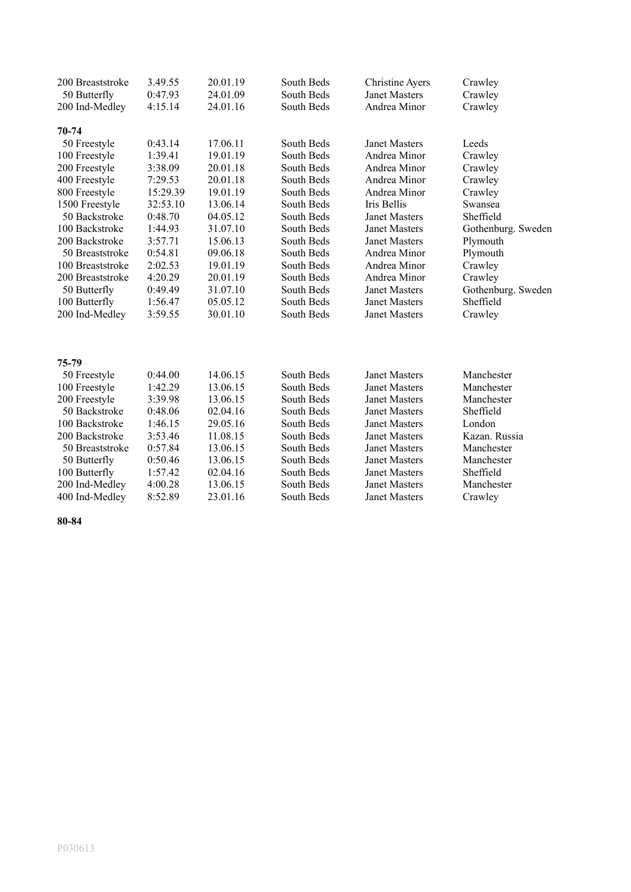| | | | | | |
|---|---|---|---|---|---|
| 200 Breaststroke | 3.49.55 | 20.01.19 | South Beds | Christine Ayers | Crawley |
| 50 Butterfly | 0:47.93 | 24.01.09 | South Beds | Janet Masters | Crawley |
| 200 Ind-Medley | 4:15.14 | 24.01.16 | South Beds | Andrea Minor | Crawley |

**70-74**

| | | | | | |
|---|---|---|---|---|---|
| 50 Freestyle | 0:43.14 | 17.06.11 | South Beds | Janet Masters | Leeds |
| 100 Freestyle | 1:39.41 | 19.01.19 | South Beds | Andrea Minor | Crawley |
| 200 Freestyle | 3:38.09 | 20.01.18 | South Beds | Andrea Minor | Crawley |
| 400 Freestyle | 7:29.53 | 20.01.18 | South Beds | Andrea Minor | Crawley |
| 800 Freestyle | 15:29.39 | 19.01.19 | South Beds | Andrea Minor | Crawley |
| 1500 Freestyle | 32:53.10 | 13.06.14 | South Beds | Iris Bellis | Swansea |
| 50 Backstroke | 0:48.70 | 04.05.12 | South Beds | Janet Masters | Sheffield |
| 100 Backstroke | 1:44.93 | 31.07.10 | South Beds | Janet Masters | Gothenburg. Sweden |
| 200 Backstroke | 3:57.71 | 15.06.13 | South Beds | Janet Masters | Plymouth |
| 50 Breaststroke | 0:54.81 | 09.06.18 | South Beds | Andrea Minor | Plymouth |
| 100 Breaststroke | 2:02.53 | 19.01.19 | South Beds | Andrea Minor | Crawley |
| 200 Breaststroke | 4:20.29 | 20.01.19 | South Beds | Andrea Minor | Crawley |
| 50 Butterfly | 0:49.49 | 31.07.10 | South Beds | Janet Masters | Gothenburg. Sweden |
| 100 Butterfly | 1:56.47 | 05.05.12 | South Beds | Janet Masters | Sheffield |
| 200 Ind-Medley | 3:59.55 | 30.01.10 | South Beds | Janet Masters | Crawley |

**75-79**

| | | | | | |
|---|---|---|---|---|---|
| 50 Freestyle | 0:44.00 | 14.06.15 | South Beds | Janet Masters | Manchester |
| 100 Freestyle | 1:42.29 | 13.06.15 | South Beds | Janet Masters | Manchester |
| 200 Freestyle | 3:39.98 | 13.06.15 | South Beds | Janet Masters | Manchester |
| 50 Backstroke | 0:48.06 | 02.04.16 | South Beds | Janet Masters | Sheffield |
| 100 Backstroke | 1:46.15 | 29.05.16 | South Beds | Janet Masters | London |
| 200 Backstroke | 3:53.46 | 11.08.15 | South Beds | Janet Masters | Kazan. Russia |
| 50 Breaststroke | 0:57.84 | 13.06.15 | South Beds | Janet Masters | Manchester |
| 50 Butterfly | 0:50.46 | 13.06.15 | South Beds | Janet Masters | Manchester |
| 100 Butterfly | 1:57.42 | 02.04.16 | South Beds | Janet Masters | Sheffield |
| 200 Ind-Medley | 4:00.28 | 13.06.15 | South Beds | Janet Masters | Manchester |
| 400 Ind-Medley | 8:52.89 | 23.01.16 | South Beds | Janet Masters | Crawley |

**80-84**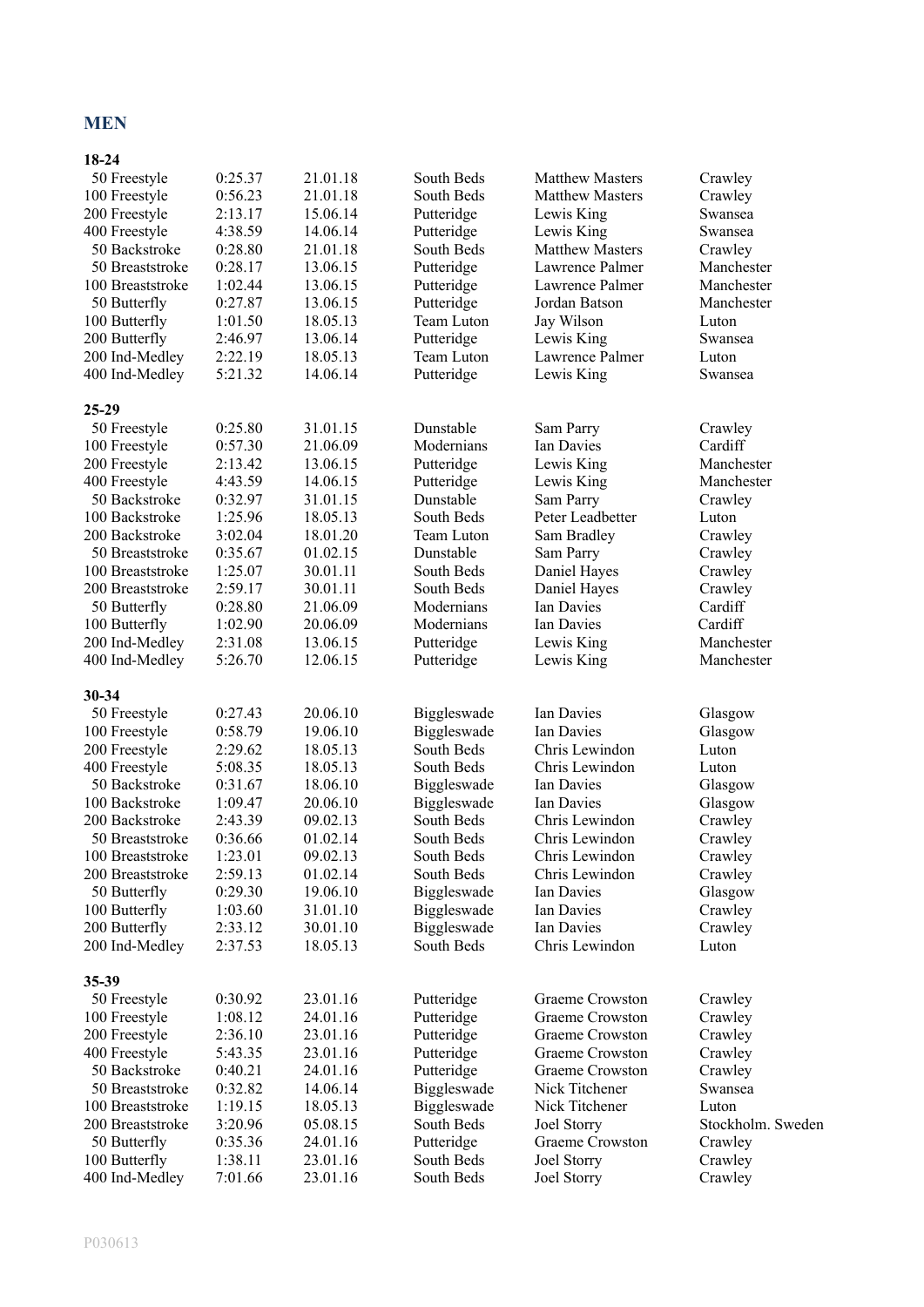## MEN

### 18-24

| Event | Time | Date | Club | Name | Venue |
|---|---|---|---|---|---|
| 50 Freestyle | 0:25.37 | 21.01.18 | South Beds | Matthew Masters | Crawley |
| 100 Freestyle | 0:56.23 | 21.01.18 | South Beds | Matthew Masters | Crawley |
| 200 Freestyle | 2:13.17 | 15.06.14 | Putteridge | Lewis King | Swansea |
| 400 Freestyle | 4:38.59 | 14.06.14 | Putteridge | Lewis King | Swansea |
| 50 Backstroke | 0:28.80 | 21.01.18 | South Beds | Matthew Masters | Crawley |
| 50 Breaststroke | 0:28.17 | 13.06.15 | Putteridge | Lawrence Palmer | Manchester |
| 100 Breaststroke | 1:02.44 | 13.06.15 | Putteridge | Lawrence Palmer | Manchester |
| 50 Butterfly | 0:27.87 | 13.06.15 | Putteridge | Jordan Batson | Manchester |
| 100 Butterfly | 1:01.50 | 18.05.13 | Team Luton | Jay Wilson | Luton |
| 200 Butterfly | 2:46.97 | 13.06.14 | Putteridge | Lewis King | Swansea |
| 200 Ind-Medley | 2:22.19 | 18.05.13 | Team Luton | Lawrence Palmer | Luton |
| 400 Ind-Medley | 5:21.32 | 14.06.14 | Putteridge | Lewis King | Swansea |

### 25-29

| Event | Time | Date | Club | Name | Venue |
|---|---|---|---|---|---|
| 50 Freestyle | 0:25.80 | 31.01.15 | Dunstable | Sam Parry | Crawley |
| 100 Freestyle | 0:57.30 | 21.06.09 | Modernians | Ian Davies | Cardiff |
| 200 Freestyle | 2:13.42 | 13.06.15 | Putteridge | Lewis King | Manchester |
| 400 Freestyle | 4:43.59 | 14.06.15 | Putteridge | Lewis King | Manchester |
| 50 Backstroke | 0:32.97 | 31.01.15 | Dunstable | Sam Parry | Crawley |
| 100 Backstroke | 1:25.96 | 18.05.13 | South Beds | Peter Leadbetter | Luton |
| 200 Backstroke | 3:02.04 | 18.01.20 | Team Luton | Sam Bradley | Crawley |
| 50 Breaststroke | 0:35.67 | 01.02.15 | Dunstable | Sam Parry | Crawley |
| 100 Breaststroke | 1:25.07 | 30.01.11 | South Beds | Daniel Hayes | Crawley |
| 200 Breaststroke | 2:59.17 | 30.01.11 | South Beds | Daniel Hayes | Crawley |
| 50 Butterfly | 0:28.80 | 21.06.09 | Modernians | Ian Davies | Cardiff |
| 100 Butterfly | 1:02.90 | 20.06.09 | Modernians | Ian Davies | Cardiff |
| 200 Ind-Medley | 2:31.08 | 13.06.15 | Putteridge | Lewis King | Manchester |
| 400 Ind-Medley | 5:26.70 | 12.06.15 | Putteridge | Lewis King | Manchester |

### 30-34

| Event | Time | Date | Club | Name | Venue |
|---|---|---|---|---|---|
| 50 Freestyle | 0:27.43 | 20.06.10 | Biggleswade | Ian Davies | Glasgow |
| 100 Freestyle | 0:58.79 | 19.06.10 | Biggleswade | Ian Davies | Glasgow |
| 200 Freestyle | 2:29.62 | 18.05.13 | South Beds | Chris Lewindon | Luton |
| 400 Freestyle | 5:08.35 | 18.05.13 | South Beds | Chris Lewindon | Luton |
| 50 Backstroke | 0:31.67 | 18.06.10 | Biggleswade | Ian Davies | Glasgow |
| 100 Backstroke | 1:09.47 | 20.06.10 | Biggleswade | Ian Davies | Glasgow |
| 200 Backstroke | 2:43.39 | 09.02.13 | South Beds | Chris Lewindon | Crawley |
| 50 Breaststroke | 0:36.66 | 01.02.14 | South Beds | Chris Lewindon | Crawley |
| 100 Breaststroke | 1:23.01 | 09.02.13 | South Beds | Chris Lewindon | Crawley |
| 200 Breaststroke | 2:59.13 | 01.02.14 | South Beds | Chris Lewindon | Crawley |
| 50 Butterfly | 0:29.30 | 19.06.10 | Biggleswade | Ian Davies | Glasgow |
| 100 Butterfly | 1:03.60 | 31.01.10 | Biggleswade | Ian Davies | Crawley |
| 200 Butterfly | 2:33.12 | 30.01.10 | Biggleswade | Ian Davies | Crawley |
| 200 Ind-Medley | 2:37.53 | 18.05.13 | South Beds | Chris Lewindon | Luton |

### 35-39

| Event | Time | Date | Club | Name | Venue |
|---|---|---|---|---|---|
| 50 Freestyle | 0:30.92 | 23.01.16 | Putteridge | Graeme Crowston | Crawley |
| 100 Freestyle | 1:08.12 | 24.01.16 | Putteridge | Graeme Crowston | Crawley |
| 200 Freestyle | 2:36.10 | 23.01.16 | Putteridge | Graeme Crowston | Crawley |
| 400 Freestyle | 5:43.35 | 23.01.16 | Putteridge | Graeme Crowston | Crawley |
| 50 Backstroke | 0:40.21 | 24.01.16 | Putteridge | Graeme Crowston | Crawley |
| 50 Breaststroke | 0:32.82 | 14.06.14 | Biggleswade | Nick Titchener | Swansea |
| 100 Breaststroke | 1:19.15 | 18.05.13 | Biggleswade | Nick Titchener | Luton |
| 200 Breaststroke | 3:20.96 | 05.08.15 | South Beds | Joel Storry | Stockholm. Sweden |
| 50 Butterfly | 0:35.36 | 24.01.16 | Putteridge | Graeme Crowston | Crawley |
| 100 Butterfly | 1:38.11 | 23.01.16 | South Beds | Joel Storry | Crawley |
| 400 Ind-Medley | 7:01.66 | 23.01.16 | South Beds | Joel Storry | Crawley |

P030613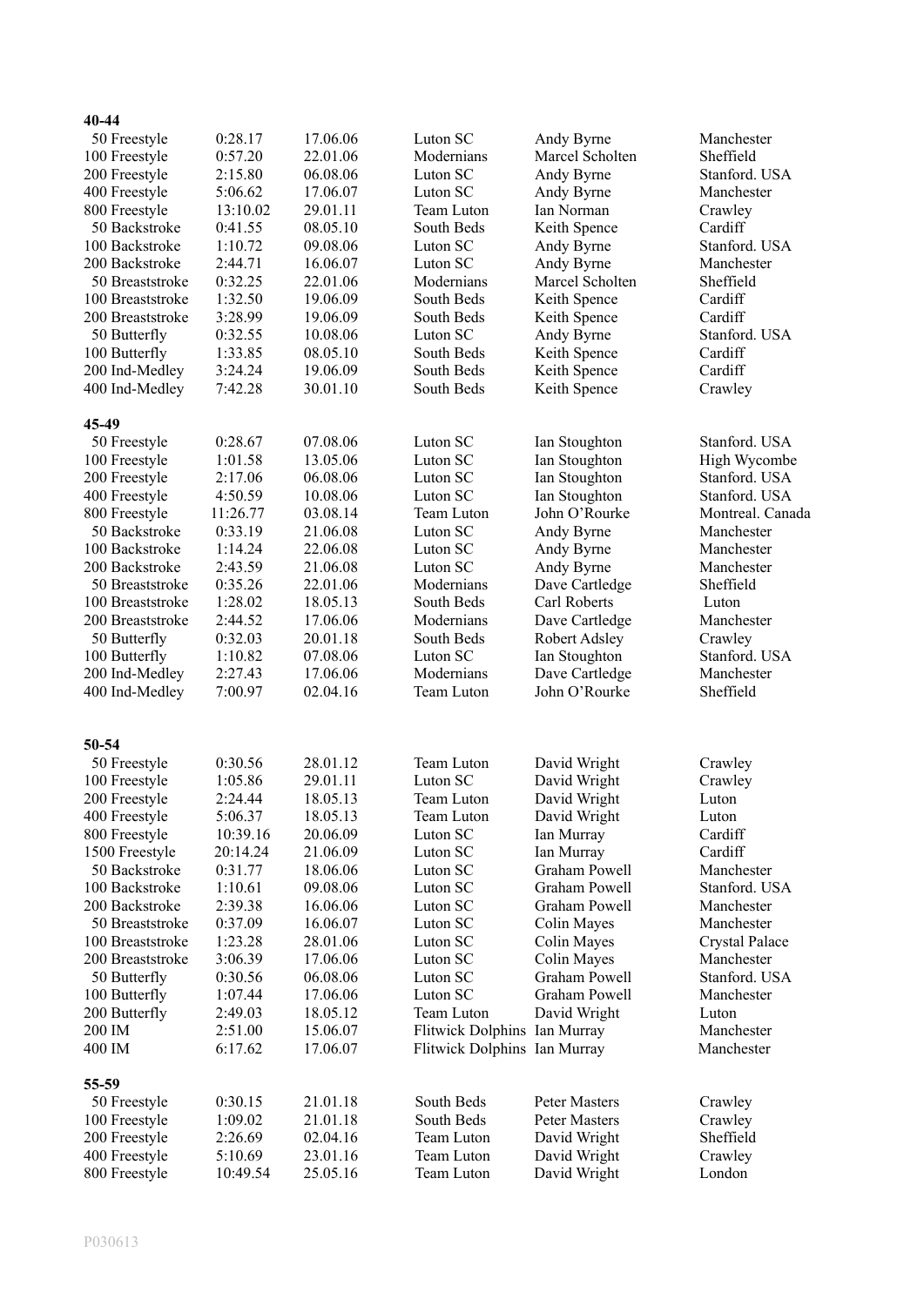### 40-44

| Event | Time | Date | Club | Name | Venue |
|---|---|---|---|---|---|
| 50 Freestyle | 0:28.17 | 17.06.06 | Luton SC | Andy Byrne | Manchester |
| 100 Freestyle | 0:57.20 | 22.01.06 | Modernians | Marcel Scholten | Sheffield |
| 200 Freestyle | 2:15.80 | 06.08.06 | Luton SC | Andy Byrne | Stanford. USA |
| 400 Freestyle | 5:06.62 | 17.06.07 | Luton SC | Andy Byrne | Manchester |
| 800 Freestyle | 13:10.02 | 29.01.11 | Team Luton | Ian Norman | Crawley |
| 50 Backstroke | 0:41.55 | 08.05.10 | South Beds | Keith Spence | Cardiff |
| 100 Backstroke | 1:10.72 | 09.08.06 | Luton SC | Andy Byrne | Stanford. USA |
| 200 Backstroke | 2:44.71 | 16.06.07 | Luton SC | Andy Byrne | Manchester |
| 50 Breaststroke | 0:32.25 | 22.01.06 | Modernians | Marcel Scholten | Sheffield |
| 100 Breaststroke | 1:32.50 | 19.06.09 | South Beds | Keith Spence | Cardiff |
| 200 Breaststroke | 3:28.99 | 19.06.09 | South Beds | Keith Spence | Cardiff |
| 50 Butterfly | 0:32.55 | 10.08.06 | Luton SC | Andy Byrne | Stanford. USA |
| 100 Butterfly | 1:33.85 | 08.05.10 | South Beds | Keith Spence | Cardiff |
| 200 Ind-Medley | 3:24.24 | 19.06.09 | South Beds | Keith Spence | Cardiff |
| 400 Ind-Medley | 7:42.28 | 30.01.10 | South Beds | Keith Spence | Crawley |

### 45-49

| Event | Time | Date | Club | Name | Venue |
|---|---|---|---|---|---|
| 50 Freestyle | 0:28.67 | 07.08.06 | Luton SC | Ian Stoughton | Stanford. USA |
| 100 Freestyle | 1:01.58 | 13.05.06 | Luton SC | Ian Stoughton | High Wycombe |
| 200 Freestyle | 2:17.06 | 06.08.06 | Luton SC | Ian Stoughton | Stanford. USA |
| 400 Freestyle | 4:50.59 | 10.08.06 | Luton SC | Ian Stoughton | Stanford. USA |
| 800 Freestyle | 11:26.77 | 03.08.14 | Team Luton | John O'Rourke | Montreal. Canada |
| 50 Backstroke | 0:33.19 | 21.06.08 | Luton SC | Andy Byrne | Manchester |
| 100 Backstroke | 1:14.24 | 22.06.08 | Luton SC | Andy Byrne | Manchester |
| 200 Backstroke | 2:43.59 | 21.06.08 | Luton SC | Andy Byrne | Manchester |
| 50 Breaststroke | 0:35.26 | 22.01.06 | Modernians | Dave Cartledge | Sheffield |
| 100 Breaststroke | 1:28.02 | 18.05.13 | South Beds | Carl Roberts | Luton |
| 200 Breaststroke | 2:44.52 | 17.06.06 | Modernians | Dave Cartledge | Manchester |
| 50 Butterfly | 0:32.03 | 20.01.18 | South Beds | Robert Adsley | Crawley |
| 100 Butterfly | 1:10.82 | 07.08.06 | Luton SC | Ian Stoughton | Stanford. USA |
| 200 Ind-Medley | 2:27.43 | 17.06.06 | Modernians | Dave Cartledge | Manchester |
| 400 Ind-Medley | 7:00.97 | 02.04.16 | Team Luton | John O'Rourke | Sheffield |

### 50-54

| Event | Time | Date | Club | Name | Venue |
|---|---|---|---|---|---|
| 50 Freestyle | 0:30.56 | 28.01.12 | Team Luton | David Wright | Crawley |
| 100 Freestyle | 1:05.86 | 29.01.11 | Luton SC | David Wright | Crawley |
| 200 Freestyle | 2:24.44 | 18.05.13 | Team Luton | David Wright | Luton |
| 400 Freestyle | 5:06.37 | 18.05.13 | Team Luton | David Wright | Luton |
| 800 Freestyle | 10:39.16 | 20.06.09 | Luton SC | Ian Murray | Cardiff |
| 1500 Freestyle | 20:14.24 | 21.06.09 | Luton SC | Ian Murray | Cardiff |
| 50 Backstroke | 0:31.77 | 18.06.06 | Luton SC | Graham Powell | Manchester |
| 100 Backstroke | 1:10.61 | 09.08.06 | Luton SC | Graham Powell | Stanford. USA |
| 200 Backstroke | 2:39.38 | 16.06.06 | Luton SC | Graham Powell | Manchester |
| 50 Breaststroke | 0:37.09 | 16.06.07 | Luton SC | Colin Mayes | Manchester |
| 100 Breaststroke | 1:23.28 | 28.01.06 | Luton SC | Colin Mayes | Crystal Palace |
| 200 Breaststroke | 3:06.39 | 17.06.06 | Luton SC | Colin Mayes | Manchester |
| 50 Butterfly | 0:30.56 | 06.08.06 | Luton SC | Graham Powell | Stanford. USA |
| 100 Butterfly | 1:07.44 | 17.06.06 | Luton SC | Graham Powell | Manchester |
| 200 Butterfly | 2:49.03 | 18.05.12 | Team Luton | David Wright | Luton |
| 200 IM | 2:51.00 | 15.06.07 | Flitwick Dolphins | Ian Murray | Manchester |
| 400 IM | 6:17.62 | 17.06.07 | Flitwick Dolphins | Ian Murray | Manchester |

### 55-59

| Event | Time | Date | Club | Name | Venue |
|---|---|---|---|---|---|
| 50 Freestyle | 0:30.15 | 21.01.18 | South Beds | Peter Masters | Crawley |
| 100 Freestyle | 1:09.02 | 21.01.18 | South Beds | Peter Masters | Crawley |
| 200 Freestyle | 2:26.69 | 02.04.16 | Team Luton | David Wright | Sheffield |
| 400 Freestyle | 5:10.69 | 23.01.16 | Team Luton | David Wright | Crawley |
| 800 Freestyle | 10:49.54 | 25.05.16 | Team Luton | David Wright | London |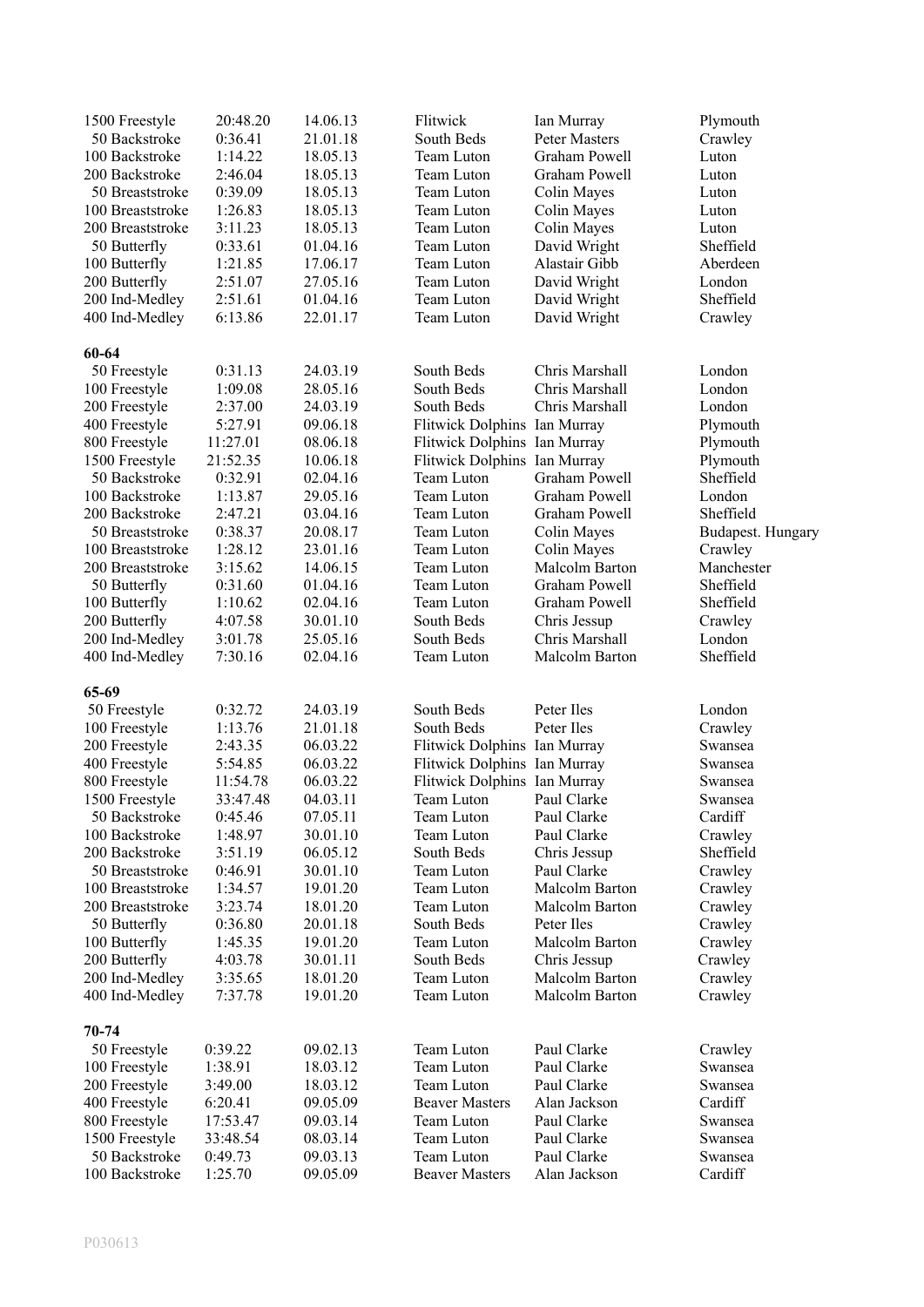| | | | | | |
|---|---|---|---|---|---|
| 1500 Freestyle | 20:48.20 | 14.06.13 | Flitwick | Ian Murray | Plymouth |
| 50 Backstroke | 0:36.41 | 21.01.18 | South Beds | Peter Masters | Crawley |
| 100 Backstroke | 1:14.22 | 18.05.13 | Team Luton | Graham Powell | Luton |
| 200 Backstroke | 2:46.04 | 18.05.13 | Team Luton | Graham Powell | Luton |
| 50 Breaststroke | 0:39.09 | 18.05.13 | Team Luton | Colin Mayes | Luton |
| 100 Breaststroke | 1:26.83 | 18.05.13 | Team Luton | Colin Mayes | Luton |
| 200 Breaststroke | 3:11.23 | 18.05.13 | Team Luton | Colin Mayes | Luton |
| 50 Butterfly | 0:33.61 | 01.04.16 | Team Luton | David Wright | Sheffield |
| 100 Butterfly | 1:21.85 | 17.06.17 | Team Luton | Alastair Gibb | Aberdeen |
| 200 Butterfly | 2:51.07 | 27.05.16 | Team Luton | David Wright | London |
| 200 Ind-Medley | 2:51.61 | 01.04.16 | Team Luton | David Wright | Sheffield |
| 400 Ind-Medley | 6:13.86 | 22.01.17 | Team Luton | David Wright | Crawley |

**60-64**

| | | | | | |
|---|---|---|---|---|---|
| 50 Freestyle | 0:31.13 | 24.03.19 | South Beds | Chris Marshall | London |
| 100 Freestyle | 1:09.08 | 28.05.16 | South Beds | Chris Marshall | London |
| 200 Freestyle | 2:37.00 | 24.03.19 | South Beds | Chris Marshall | London |
| 400 Freestyle | 5:27.91 | 09.06.18 | Flitwick Dolphins | Ian Murray | Plymouth |
| 800 Freestyle | 11:27.01 | 08.06.18 | Flitwick Dolphins | Ian Murray | Plymouth |
| 1500 Freestyle | 21:52.35 | 10.06.18 | Flitwick Dolphins | Ian Murray | Plymouth |
| 50 Backstroke | 0:32.91 | 02.04.16 | Team Luton | Graham Powell | Sheffield |
| 100 Backstroke | 1:13.87 | 29.05.16 | Team Luton | Graham Powell | London |
| 200 Backstroke | 2:47.21 | 03.04.16 | Team Luton | Graham Powell | Sheffield |
| 50 Breaststroke | 0:38.37 | 20.08.17 | Team Luton | Colin Mayes | Budapest. Hungary |
| 100 Breaststroke | 1:28.12 | 23.01.16 | Team Luton | Colin Mayes | Crawley |
| 200 Breaststroke | 3:15.62 | 14.06.15 | Team Luton | Malcolm Barton | Manchester |
| 50 Butterfly | 0:31.60 | 01.04.16 | Team Luton | Graham Powell | Sheffield |
| 100 Butterfly | 1:10.62 | 02.04.16 | Team Luton | Graham Powell | Sheffield |
| 200 Butterfly | 4:07.58 | 30.01.10 | South Beds | Chris Jessup | Crawley |
| 200 Ind-Medley | 3:01.78 | 25.05.16 | South Beds | Chris Marshall | London |
| 400 Ind-Medley | 7:30.16 | 02.04.16 | Team Luton | Malcolm Barton | Sheffield |

**65-69**

| | | | | | |
|---|---|---|---|---|---|
| 50 Freestyle | 0:32.72 | 24.03.19 | South Beds | Peter Iles | London |
| 100 Freestyle | 1:13.76 | 21.01.18 | South Beds | Peter Iles | Crawley |
| 200 Freestyle | 2:43.35 | 06.03.22 | Flitwick Dolphins | Ian Murray | Swansea |
| 400 Freestyle | 5:54.85 | 06.03.22 | Flitwick Dolphins | Ian Murray | Swansea |
| 800 Freestyle | 11:54.78 | 06.03.22 | Flitwick Dolphins | Ian Murray | Swansea |
| 1500 Freestyle | 33:47.48 | 04.03.11 | Team Luton | Paul Clarke | Swansea |
| 50 Backstroke | 0:45.46 | 07.05.11 | Team Luton | Paul Clarke | Cardiff |
| 100 Backstroke | 1:48.97 | 30.01.10 | Team Luton | Paul Clarke | Crawley |
| 200 Backstroke | 3:51.19 | 06.05.12 | South Beds | Chris Jessup | Sheffield |
| 50 Breaststroke | 0:46.91 | 30.01.10 | Team Luton | Paul Clarke | Crawley |
| 100 Breaststroke | 1:34.57 | 19.01.20 | Team Luton | Malcolm Barton | Crawley |
| 200 Breaststroke | 3:23.74 | 18.01.20 | Team Luton | Malcolm Barton | Crawley |
| 50 Butterfly | 0:36.80 | 20.01.18 | South Beds | Peter Iles | Crawley |
| 100 Butterfly | 1:45.35 | 19.01.20 | Team Luton | Malcolm Barton | Crawley |
| 200 Butterfly | 4:03.78 | 30.01.11 | South Beds | Chris Jessup | Crawley |
| 200 Ind-Medley | 3:35.65 | 18.01.20 | Team Luton | Malcolm Barton | Crawley |
| 400 Ind-Medley | 7:37.78 | 19.01.20 | Team Luton | Malcolm Barton | Crawley |

**70-74**

| | | | | | |
|---|---|---|---|---|---|
| 50 Freestyle | 0:39.22 | 09.02.13 | Team Luton | Paul Clarke | Crawley |
| 100 Freestyle | 1:38.91 | 18.03.12 | Team Luton | Paul Clarke | Swansea |
| 200 Freestyle | 3:49.00 | 18.03.12 | Team Luton | Paul Clarke | Swansea |
| 400 Freestyle | 6:20.41 | 09.05.09 | Beaver Masters | Alan Jackson | Cardiff |
| 800 Freestyle | 17:53.47 | 09.03.14 | Team Luton | Paul Clarke | Swansea |
| 1500 Freestyle | 33:48.54 | 08.03.14 | Team Luton | Paul Clarke | Swansea |
| 50 Backstroke | 0:49.73 | 09.03.13 | Team Luton | Paul Clarke | Swansea |
| 100 Backstroke | 1:25.70 | 09.05.09 | Beaver Masters | Alan Jackson | Cardiff |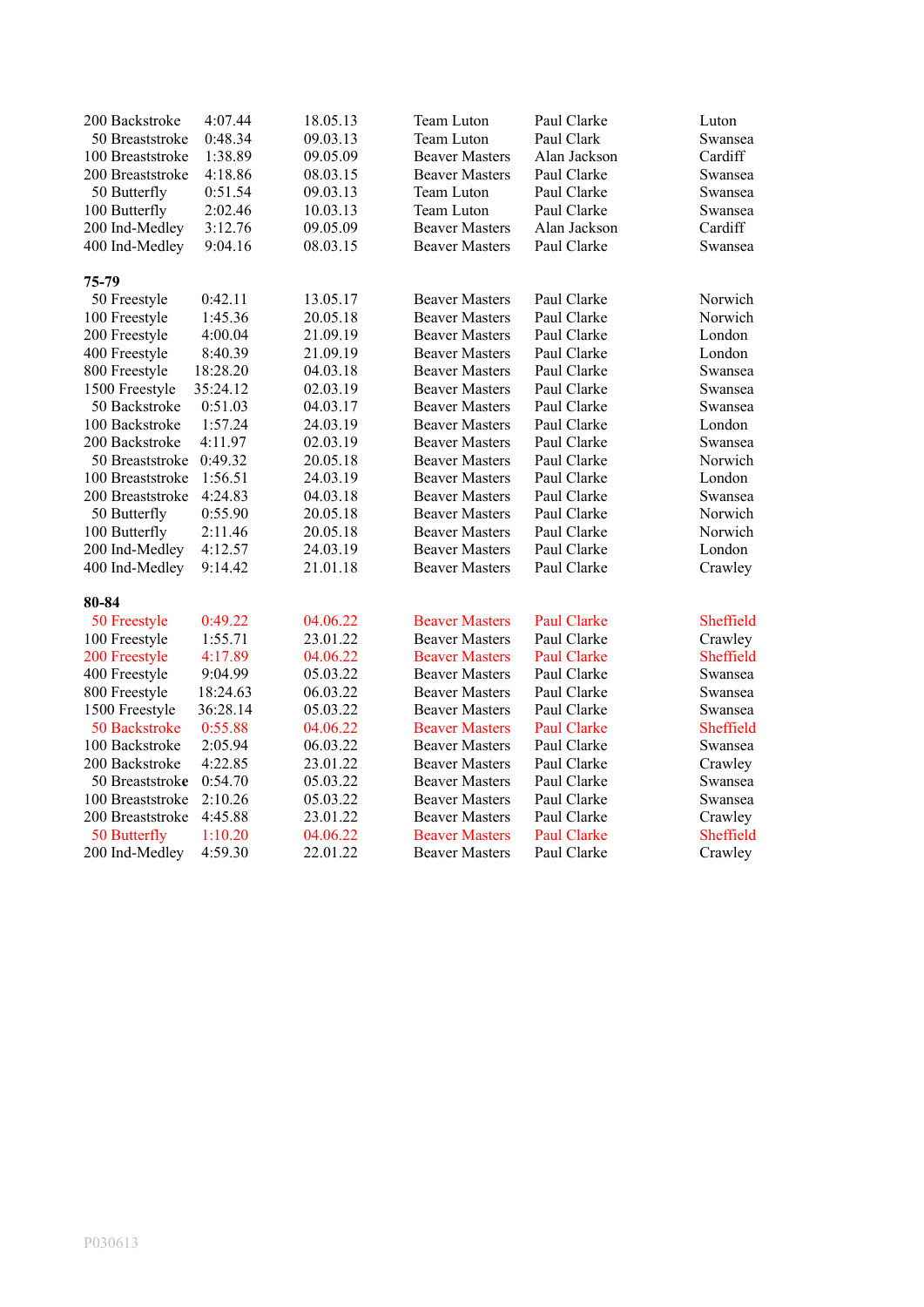| | | | | | |
|---|---|---|---|---|---|
| 200 Backstroke | 4:07.44 | 18.05.13 | Team Luton | Paul Clarke | Luton |
| 50 Breaststroke | 0:48.34 | 09.03.13 | Team Luton | Paul Clark | Swansea |
| 100 Breaststroke | 1:38.89 | 09.05.09 | Beaver Masters | Alan Jackson | Cardiff |
| 200 Breaststroke | 4:18.86 | 08.03.15 | Beaver Masters | Paul Clarke | Swansea |
| 50 Butterfly | 0:51.54 | 09.03.13 | Team Luton | Paul Clarke | Swansea |
| 100 Butterfly | 2:02.46 | 10.03.13 | Team Luton | Paul Clarke | Swansea |
| 200 Ind-Medley | 3:12.76 | 09.05.09 | Beaver Masters | Alan Jackson | Cardiff |
| 400 Ind-Medley | 9:04.16 | 08.03.15 | Beaver Masters | Paul Clarke | Swansea |

**75-79**

| | | | | | |
|---|---|---|---|---|---|
| 50 Freestyle | 0:42.11 | 13.05.17 | Beaver Masters | Paul Clarke | Norwich |
| 100 Freestyle | 1:45.36 | 20.05.18 | Beaver Masters | Paul Clarke | Norwich |
| 200 Freestyle | 4:00.04 | 21.09.19 | Beaver Masters | Paul Clarke | London |
| 400 Freestyle | 8:40.39 | 21.09.19 | Beaver Masters | Paul Clarke | London |
| 800 Freestyle | 18:28.20 | 04.03.18 | Beaver Masters | Paul Clarke | Swansea |
| 1500 Freestyle | 35:24.12 | 02.03.19 | Beaver Masters | Paul Clarke | Swansea |
| 50 Backstroke | 0:51.03 | 04.03.17 | Beaver Masters | Paul Clarke | Swansea |
| 100 Backstroke | 1:57.24 | 24.03.19 | Beaver Masters | Paul Clarke | London |
| 200 Backstroke | 4:11.97 | 02.03.19 | Beaver Masters | Paul Clarke | Swansea |
| 50 Breaststroke | 0:49.32 | 20.05.18 | Beaver Masters | Paul Clarke | Norwich |
| 100 Breaststroke | 1:56.51 | 24.03.19 | Beaver Masters | Paul Clarke | London |
| 200 Breaststroke | 4:24.83 | 04.03.18 | Beaver Masters | Paul Clarke | Swansea |
| 50 Butterfly | 0:55.90 | 20.05.18 | Beaver Masters | Paul Clarke | Norwich |
| 100 Butterfly | 2:11.46 | 20.05.18 | Beaver Masters | Paul Clarke | Norwich |
| 200 Ind-Medley | 4:12.57 | 24.03.19 | Beaver Masters | Paul Clarke | London |
| 400 Ind-Medley | 9:14.42 | 21.01.18 | Beaver Masters | Paul Clarke | Crawley |

**80-84**

| | | | | | |
|---|---|---|---|---|---|
| 50 Freestyle | 0:49.22 | 04.06.22 | Beaver Masters | Paul Clarke | Sheffield |
| 100 Freestyle | 1:55.71 | 23.01.22 | Beaver Masters | Paul Clarke | Crawley |
| 200 Freestyle | 4:17.89 | 04.06.22 | Beaver Masters | Paul Clarke | Sheffield |
| 400 Freestyle | 9:04.99 | 05.03.22 | Beaver Masters | Paul Clarke | Swansea |
| 800 Freestyle | 18:24.63 | 06.03.22 | Beaver Masters | Paul Clarke | Swansea |
| 1500 Freestyle | 36:28.14 | 05.03.22 | Beaver Masters | Paul Clarke | Swansea |
| 50 Backstroke | 0:55.88 | 04.06.22 | Beaver Masters | Paul Clarke | Sheffield |
| 100 Backstroke | 2:05.94 | 06.03.22 | Beaver Masters | Paul Clarke | Swansea |
| 200 Backstroke | 4:22.85 | 23.01.22 | Beaver Masters | Paul Clarke | Crawley |
| 50 Breaststroke | 0:54.70 | 05.03.22 | Beaver Masters | Paul Clarke | Swansea |
| 100 Breaststroke | 2:10.26 | 05.03.22 | Beaver Masters | Paul Clarke | Swansea |
| 200 Breaststroke | 4:45.88 | 23.01.22 | Beaver Masters | Paul Clarke | Crawley |
| 50 Butterfly | 1:10.20 | 04.06.22 | Beaver Masters | Paul Clarke | Sheffield |
| 200 Ind-Medley | 4:59.30 | 22.01.22 | Beaver Masters | Paul Clarke | Crawley |

P030613